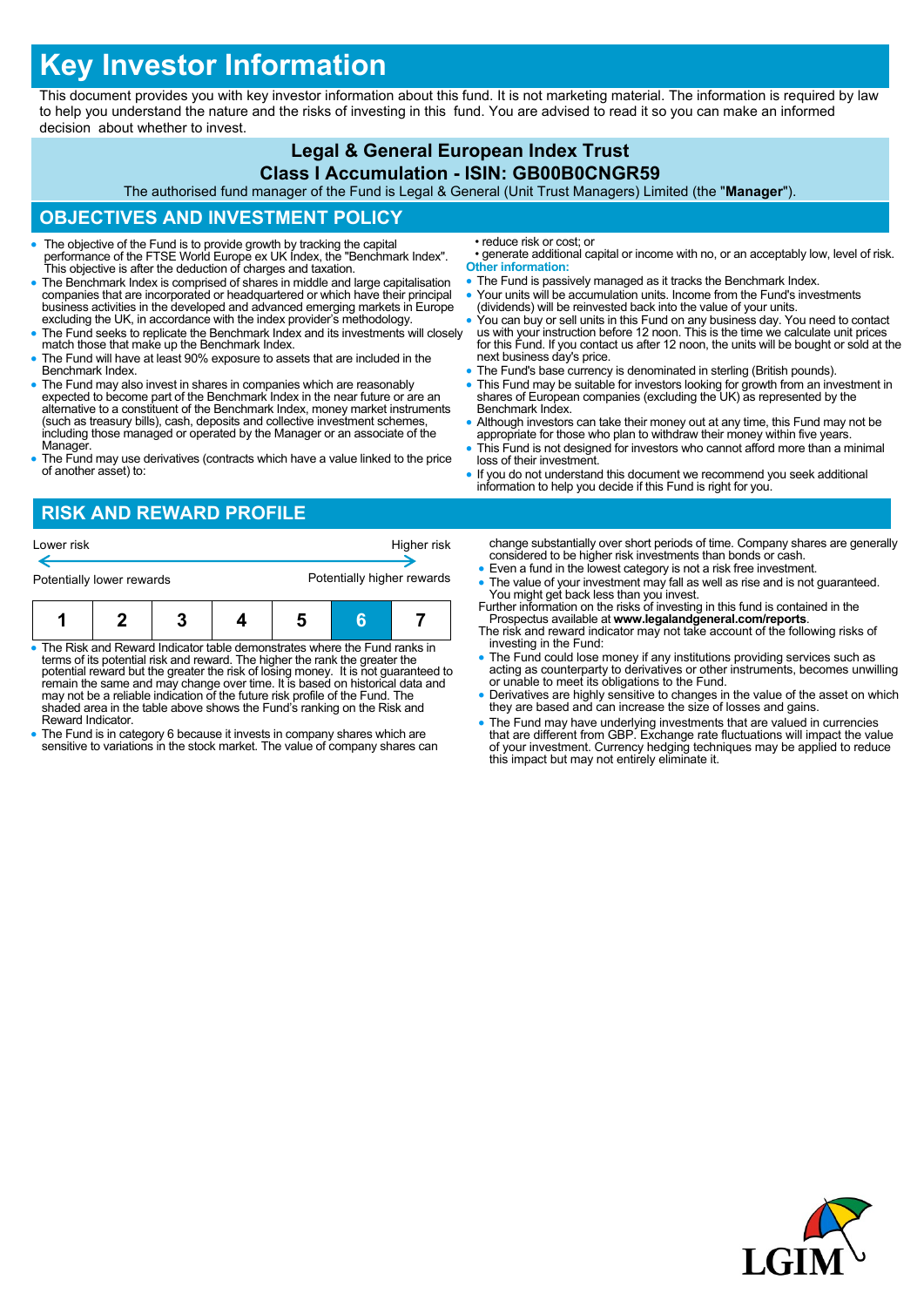# Key Investor Information

This document provides you with key investor information about this fund. It is not marketing material. The information is required by law to help you understand the nature and the risks of investing in this fund. You are advised to read it so you can make an informed decision about whether to invest.

## Legal & General European Index Trust
## Class I Accumulation - ISIN: GB00B0CNGR59

The authorised fund manager of the Fund is Legal & General (Unit Trust Managers) Limited (the "**Manager**").

## OBJECTIVES AND INVESTMENT POLICY

- The objective of the Fund is to provide growth by tracking the capital performance of the FTSE World Europe ex UK Index, the "Benchmark Index". This objective is after the deduction of charges and taxation.
- The Benchmark Index is comprised of shares in middle and large capitalisation companies that are incorporated or headquartered or which have their principal business activities in the developed and advanced emerging markets in Europe excluding the UK, in accordance with the index provider's methodology.
- The Fund seeks to replicate the Benchmark Index and its investments will closely match those that make up the Benchmark Index.
- The Fund will have at least 90% exposure to assets that are included in the Benchmark Index.
- The Fund may also invest in shares in companies which are reasonably expected to become part of the Benchmark Index in the near future or are an alternative to a constituent of the Benchmark Index, money market instruments (such as treasury bills), cash, deposits and collective investment schemes, including those managed or operated by the Manager or an associate of the Manager.
- The Fund may use derivatives (contracts which have a value linked to the price of another asset) to:
  - reduce risk or cost; or
  - generate additional capital or income with no, or an acceptably low, level of risk.

**Other information:**

- The Fund is passively managed as it tracks the Benchmark Index.
- Your units will be accumulation units. Income from the Fund's investments (dividends) will be reinvested back into the value of your units.
- You can buy or sell units in this Fund on any business day. You need to contact us with your instruction before 12 noon. This is the time we calculate unit prices for this Fund. If you contact us after 12 noon, the units will be bought or sold at the next business day's price.
- The Fund's base currency is denominated in sterling (British pounds).
- This Fund may be suitable for investors looking for growth from an investment in shares of European companies (excluding the UK) as represented by the Benchmark Index.
- Although investors can take their money out at any time, this Fund may not be appropriate for those who plan to withdraw their money within five years.
- This Fund is not designed for investors who cannot afford more than a minimal loss of their investment.
- If you do not understand this document we recommend you seek additional information to help you decide if this Fund is right for you.

## RISK AND REWARD PROFILE

Lower risk ← → Higher risk

Potentially lower rewards — Potentially higher rewards

| 1 | 2 | 3 | 4 | 5 | **6** | 7 |
|---|---|---|---|---|---|---|

- The Risk and Reward Indicator table demonstrates where the Fund ranks in terms of its potential risk and reward. The higher the rank the greater the potential reward but the greater the risk of losing money. It is not guaranteed to remain the same and may change over time. It is based on historical data and may not be a reliable indication of the future risk profile of the Fund. The shaded area in the table above shows the Fund's ranking on the Risk and Reward Indicator.
- The Fund is in category 6 because it invests in company shares which are sensitive to variations in the stock market. The value of company shares can change substantially over short periods of time. Company shares are generally considered to be higher risk investments than bonds or cash.
- Even a fund in the lowest category is not a risk free investment.
- The value of your investment may fall as well as rise and is not guaranteed. You might get back less than you invest.

Further information on the risks of investing in this fund is contained in the Prospectus available at **www.legalandgeneral.com/reports**.

The risk and reward indicator may not take account of the following risks of investing in the Fund:

- The Fund could lose money if any institutions providing services such as acting as counterparty to derivatives or other instruments, becomes unwilling or unable to meet its obligations to the Fund.
- Derivatives are highly sensitive to changes in the value of the asset on which they are based and can increase the size of losses and gains.
- The Fund may have underlying investments that are valued in currencies that are different from GBP. Exchange rate fluctuations will impact the value of your investment. Currency hedging techniques may be applied to reduce this impact but may not entirely eliminate it.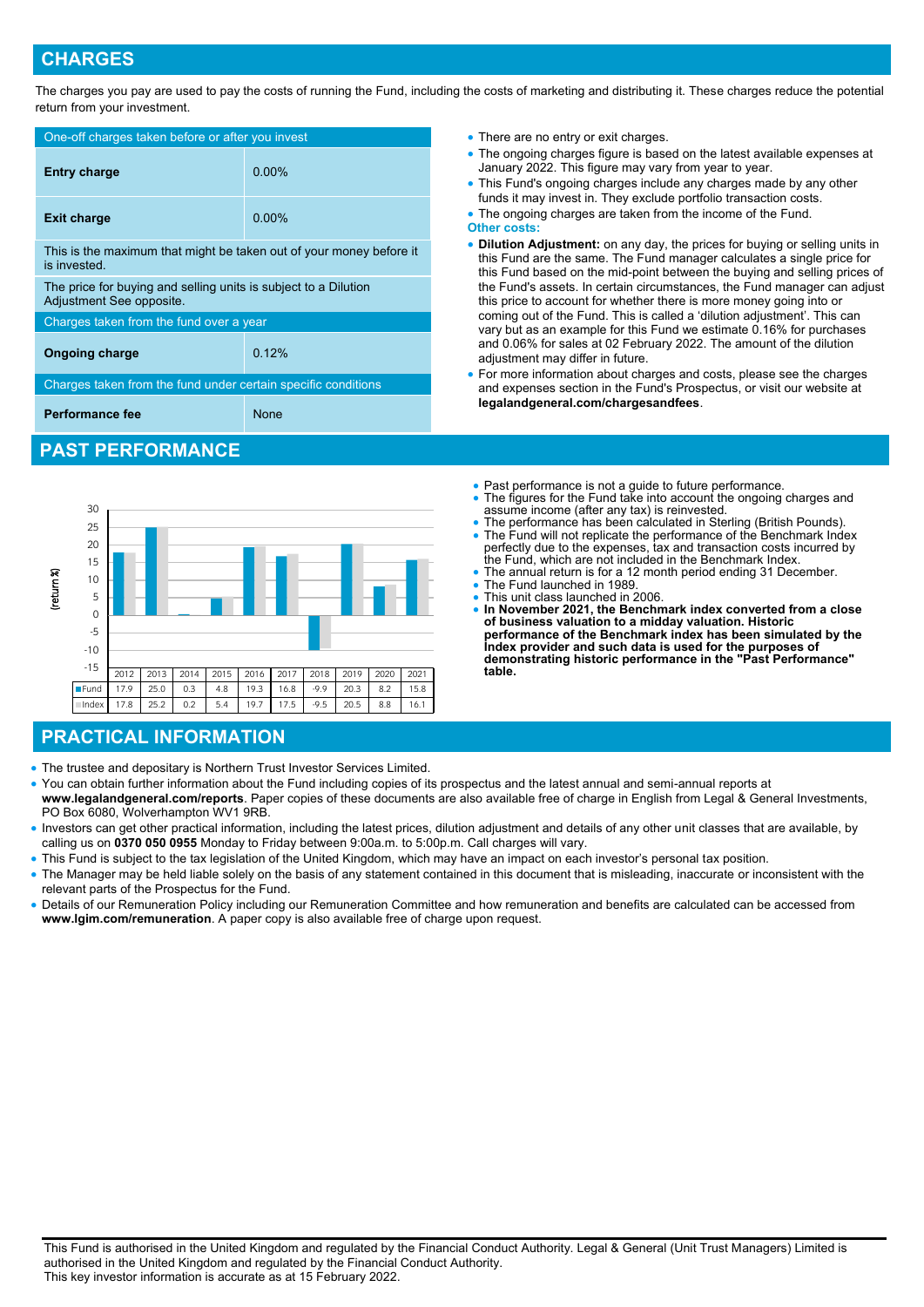## CHARGES

The charges you pay are used to pay the costs of running the Fund, including the costs of marketing and distributing it. These charges reduce the potential return from your investment.

| One-off charges taken before or after you invest | |
|---|---|
| **Entry charge** | 0.00% |
| **Exit charge** | 0.00% |
| This is the maximum that might be taken out of your money before it is invested. | |
| The price for buying and selling units is subject to a Dilution Adjustment See opposite. | |
| Charges taken from the fund over a year | |
| **Ongoing charge** | 0.12% |
| Charges taken from the fund under certain specific conditions | |
| **Performance fee** | None |

- There are no entry or exit charges.
- The ongoing charges figure is based on the latest available expenses at January 2022. This figure may vary from year to year.
- This Fund's ongoing charges include any charges made by any other funds it may invest in. They exclude portfolio transaction costs.
- The ongoing charges are taken from the income of the Fund.

**Other costs:**

- **Dilution Adjustment:** on any day, the prices for buying or selling units in this Fund are the same. The Fund manager calculates a single price for this Fund based on the mid-point between the buying and selling prices of the Fund's assets. In certain circumstances, the Fund manager can adjust this price to account for whether there is more money going into or coming out of the Fund. This is called a 'dilution adjustment'. This can vary but as an example for this Fund we estimate 0.16% for purchases and 0.06% for sales at 02 February 2022. The amount of the dilution adjustment may differ in future.
- For more information about charges and costs, please see the charges and expenses section in the Fund's Prospectus, or visit our website at **legalandgeneral.com/chargesandfees**.

## PAST PERFORMANCE

(return %)
30
25
20
15
10
5
0
-5
-10
-15

| | 2012 | 2013 | 2014 | 2015 | 2016 | 2017 | 2018 | 2019 | 2020 | 2021 |
|---|---|---|---|---|---|---|---|---|---|---|
| Fund | 17.9 | 25.0 | 0.3 | 4.8 | 19.3 | 16.8 | -9.9 | 20.3 | 8.2 | 15.8 |
| Index | 17.8 | 25.2 | 0.2 | 5.4 | 19.7 | 17.5 | -9.5 | 20.5 | 8.8 | 16.1 |

- Past performance is not a guide to future performance.
- The figures for the Fund take into account the ongoing charges and assume income (after any tax) is reinvested.
- The performance has been calculated in Sterling (British Pounds).
- The Fund will not replicate the performance of the Benchmark Index perfectly due to the expenses, tax and transaction costs incurred by the Fund, which are not included in the Benchmark Index.
- The annual return is for a 12 month period ending 31 December.
- The Fund launched in 1989.
- This unit class launched in 2006.
- **In November 2021, the Benchmark index converted from a close of business valuation to a midday valuation. Historic performance of the Benchmark index has been simulated by the Index provider and such data is used for the purposes of demonstrating historic performance in the "Past Performance" table.**

## PRACTICAL INFORMATION

- The trustee and depositary is Northern Trust Investor Services Limited.
- You can obtain further information about the Fund including copies of its prospectus and the latest annual and semi-annual reports at **www.legalandgeneral.com/reports**. Paper copies of these documents are also available free of charge in English from Legal & General Investments, PO Box 6080, Wolverhampton WV1 9RB.
- Investors can get other practical information, including the latest prices, dilution adjustment and details of any other unit classes that are available, by calling us on **0370 050 0955** Monday to Friday between 9:00a.m. to 5:00p.m. Call charges will vary.
- This Fund is subject to the tax legislation of the United Kingdom, which may have an impact on each investor's personal tax position.
- The Manager may be held liable solely on the basis of any statement contained in this document that is misleading, inaccurate or inconsistent with the relevant parts of the Prospectus for the Fund.
- Details of our Remuneration Policy including our Remuneration Committee and how remuneration and benefits are calculated can be accessed from **www.lgim.com/remuneration**. A paper copy is also available free of charge upon request.

This Fund is authorised in the United Kingdom and regulated by the Financial Conduct Authority. Legal & General (Unit Trust Managers) Limited is authorised in the United Kingdom and regulated by the Financial Conduct Authority.
This key investor information is accurate as at 15 February 2022.